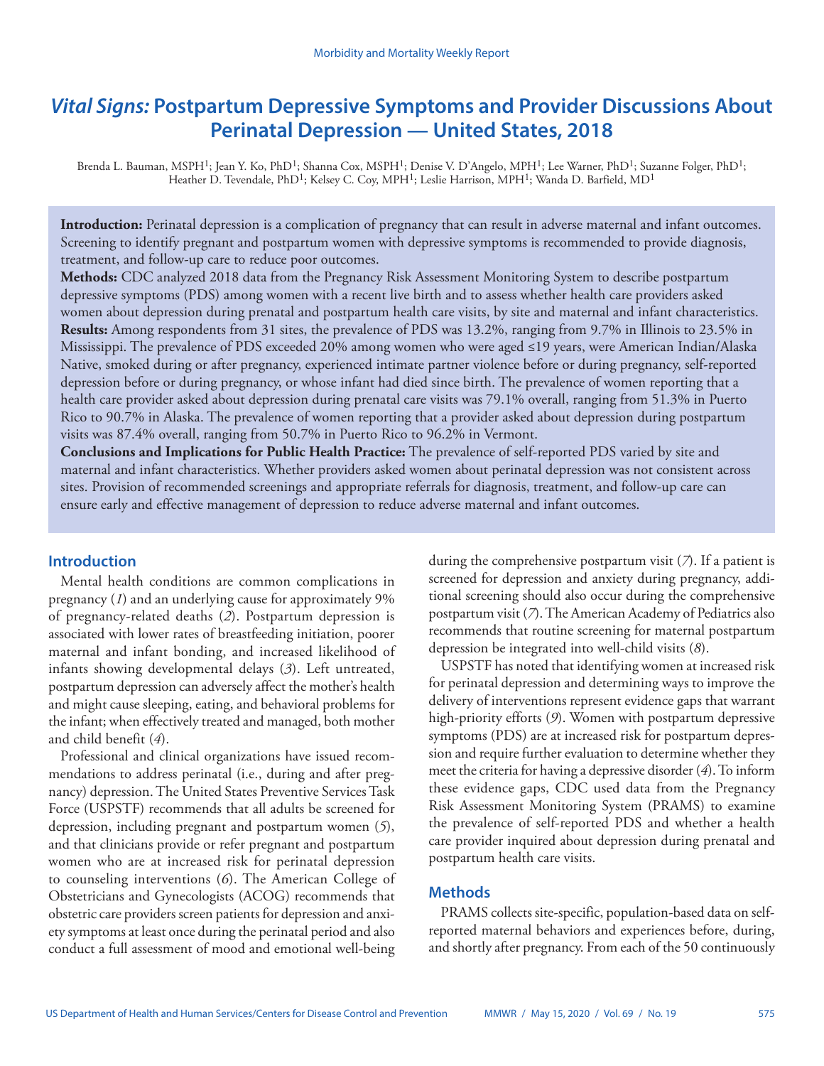# *Vital Signs:* Postpartum Depressive Symptoms and Provider Discussions About Perinatal Depression — United States, 2018

Brenda L. Bauman, MSPH[1]; Jean Y. Ko, PhD[1]; Shanna Cox, MSPH[1]; Denise V. D'Angelo, MPH[1]; Lee Warner, PhD[1]; Suzanne Folger, PhD[1]; Heather D. Tevendale, PhD[1]; Kelsey C. Coy, MPH[1]; Leslie Harrison, MPH[1]; Wanda D. Barfield, MD[1]

**Introduction:** Perinatal depression is a complication of pregnancy that can result in adverse maternal and infant outcomes. Screening to identify pregnant and postpartum women with depressive symptoms is recommended to provide diagnosis, treatment, and follow-up care to reduce poor outcomes.

**Methods:** CDC analyzed 2018 data from the Pregnancy Risk Assessment Monitoring System to describe postpartum depressive symptoms (PDS) among women with a recent live birth and to assess whether health care providers asked women about depression during prenatal and postpartum health care visits, by site and maternal and infant characteristics.

**Results:** Among respondents from 31 sites, the prevalence of PDS was 13.2%, ranging from 9.7% in Illinois to 23.5% in Mississippi. The prevalence of PDS exceeded 20% among women who were aged ≤19 years, were American Indian/Alaska Native, smoked during or after pregnancy, experienced intimate partner violence before or during pregnancy, self-reported depression before or during pregnancy, or whose infant had died since birth. The prevalence of women reporting that a health care provider asked about depression during prenatal care visits was 79.1% overall, ranging from 51.3% in Puerto Rico to 90.7% in Alaska. The prevalence of women reporting that a provider asked about depression during postpartum visits was 87.4% overall, ranging from 50.7% in Puerto Rico to 96.2% in Vermont.

**Conclusions and Implications for Public Health Practice:** The prevalence of self-reported PDS varied by site and maternal and infant characteristics. Whether providers asked women about perinatal depression was not consistent across sites. Provision of recommended screenings and appropriate referrals for diagnosis, treatment, and follow-up care can ensure early and effective management of depression to reduce adverse maternal and infant outcomes.

## Introduction

Mental health conditions are common complications in pregnancy (*1*) and an underlying cause for approximately 9% of pregnancy-related deaths (*2*). Postpartum depression is associated with lower rates of breastfeeding initiation, poorer maternal and infant bonding, and increased likelihood of infants showing developmental delays (*3*). Left untreated, postpartum depression can adversely affect the mother's health and might cause sleeping, eating, and behavioral problems for the infant; when effectively treated and managed, both mother and child benefit (*4*).

Professional and clinical organizations have issued recommendations to address perinatal (i.e., during and after pregnancy) depression. The United States Preventive Services Task Force (USPSTF) recommends that all adults be screened for depression, including pregnant and postpartum women (*5*), and that clinicians provide or refer pregnant and postpartum women who are at increased risk for perinatal depression to counseling interventions (*6*). The American College of Obstetricians and Gynecologists (ACOG) recommends that obstetric care providers screen patients for depression and anxiety symptoms at least once during the perinatal period and also conduct a full assessment of mood and emotional well-being during the comprehensive postpartum visit (*7*). If a patient is screened for depression and anxiety during pregnancy, additional screening should also occur during the comprehensive postpartum visit (*7*). The American Academy of Pediatrics also recommends that routine screening for maternal postpartum depression be integrated into well-child visits (*8*).

USPSTF has noted that identifying women at increased risk for perinatal depression and determining ways to improve the delivery of interventions represent evidence gaps that warrant high-priority efforts (*9*). Women with postpartum depressive symptoms (PDS) are at increased risk for postpartum depression and require further evaluation to determine whether they meet the criteria for having a depressive disorder (*4*). To inform these evidence gaps, CDC used data from the Pregnancy Risk Assessment Monitoring System (PRAMS) to examine the prevalence of self-reported PDS and whether a health care provider inquired about depression during prenatal and postpartum health care visits.

## Methods

PRAMS collects site-specific, population-based data on self-reported maternal behaviors and experiences before, during, and shortly after pregnancy. From each of the 50 continuously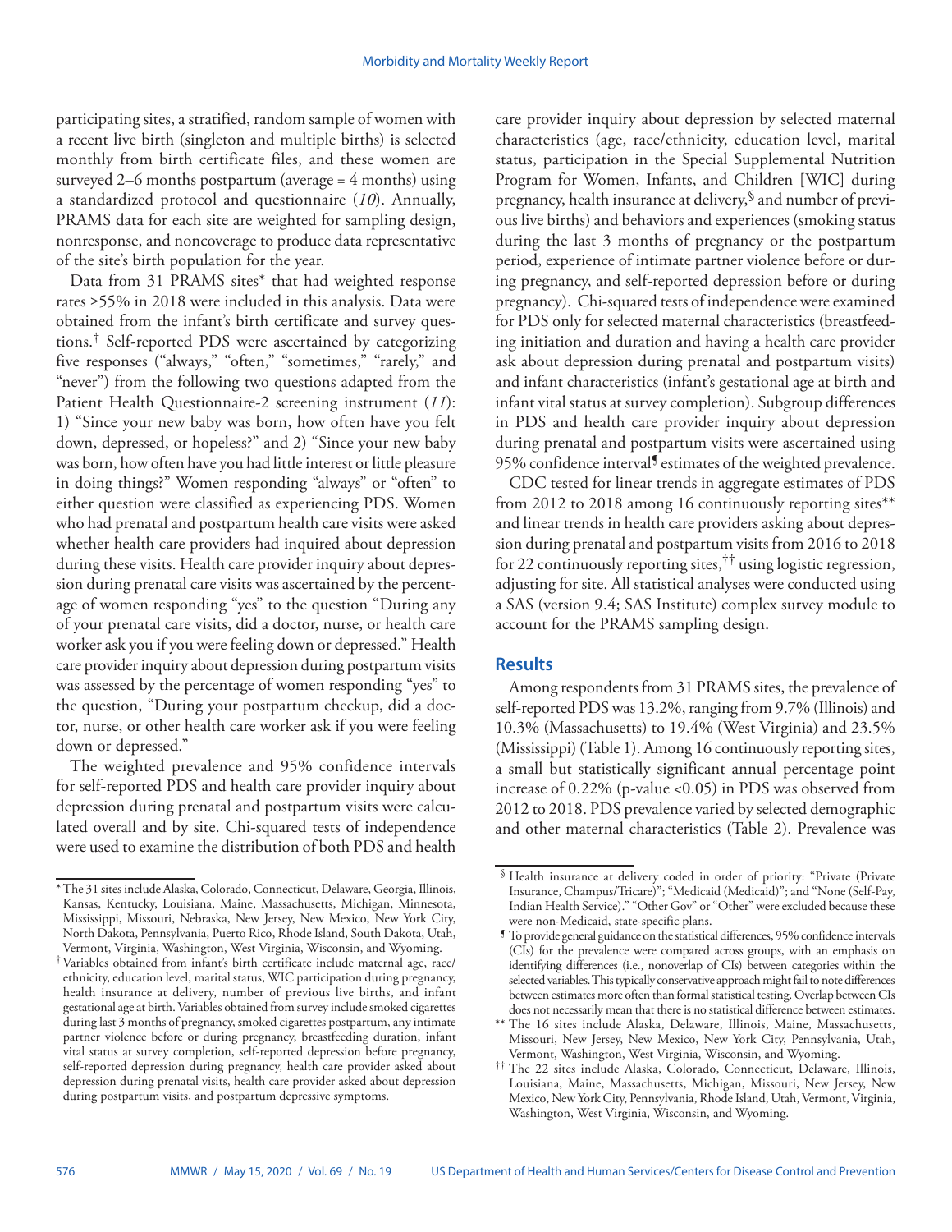participating sites, a stratified, random sample of women with a recent live birth (singleton and multiple births) is selected monthly from birth certificate files, and these women are surveyed 2–6 months postpartum (average = 4 months) using a standardized protocol and questionnaire (*10*). Annually, PRAMS data for each site are weighted for sampling design, nonresponse, and noncoverage to produce data representative of the site's birth population for the year.

Data from 31 PRAMS sites* that had weighted response rates ≥55% in 2018 were included in this analysis. Data were obtained from the infant's birth certificate and survey questions.† Self-reported PDS were ascertained by categorizing five responses ("always," "often," "sometimes," "rarely," and "never") from the following two questions adapted from the Patient Health Questionnaire-2 screening instrument (*11*): 1) "Since your new baby was born, how often have you felt down, depressed, or hopeless?" and 2) "Since your new baby was born, how often have you had little interest or little pleasure in doing things?" Women responding "always" or "often" to either question were classified as experiencing PDS. Women who had prenatal and postpartum health care visits were asked whether health care providers had inquired about depression during these visits. Health care provider inquiry about depression during prenatal care visits was ascertained by the percentage of women responding "yes" to the question "During any of your prenatal care visits, did a doctor, nurse, or health care worker ask you if you were feeling down or depressed." Health care provider inquiry about depression during postpartum visits was assessed by the percentage of women responding "yes" to the question, "During your postpartum checkup, did a doctor, nurse, or other health care worker ask if you were feeling down or depressed."

The weighted prevalence and 95% confidence intervals for self-reported PDS and health care provider inquiry about depression during prenatal and postpartum visits were calculated overall and by site. Chi-squared tests of independence were used to examine the distribution of both PDS and health care provider inquiry about depression by selected maternal characteristics (age, race/ethnicity, education level, marital status, participation in the Special Supplemental Nutrition Program for Women, Infants, and Children [WIC] during pregnancy, health insurance at delivery,§ and number of previous live births) and behaviors and experiences (smoking status during the last 3 months of pregnancy or the postpartum period, experience of intimate partner violence before or during pregnancy, and self-reported depression before or during pregnancy). Chi-squared tests of independence were examined for PDS only for selected maternal characteristics (breastfeeding initiation and duration and having a health care provider ask about depression during prenatal and postpartum visits) and infant characteristics (infant's gestational age at birth and infant vital status at survey completion). Subgroup differences in PDS and health care provider inquiry about depression during prenatal and postpartum visits were ascertained using 95% confidence interval¶ estimates of the weighted prevalence.

CDC tested for linear trends in aggregate estimates of PDS from 2012 to 2018 among 16 continuously reporting sites** and linear trends in health care providers asking about depression during prenatal and postpartum visits from 2016 to 2018 for 22 continuously reporting sites,†† using logistic regression, adjusting for site. All statistical analyses were conducted using a SAS (version 9.4; SAS Institute) complex survey module to account for the PRAMS sampling design.

## Results

Among respondents from 31 PRAMS sites, the prevalence of self-reported PDS was 13.2%, ranging from 9.7% (Illinois) and 10.3% (Massachusetts) to 19.4% (West Virginia) and 23.5% (Mississippi) (Table 1). Among 16 continuously reporting sites, a small but statistically significant annual percentage point increase of 0.22% (p-value <0.05) in PDS was observed from 2012 to 2018. PDS prevalence varied by selected demographic and other maternal characteristics (Table 2). Prevalence was

---

* The 31 sites include Alaska, Colorado, Connecticut, Delaware, Georgia, Illinois, Kansas, Kentucky, Louisiana, Maine, Massachusetts, Michigan, Minnesota, Mississippi, Missouri, Nebraska, New Jersey, New Mexico, New York City, North Dakota, Pennsylvania, Puerto Rico, Rhode Island, South Dakota, Utah, Vermont, Virginia, Washington, West Virginia, Wisconsin, and Wyoming.

† Variables obtained from infant's birth certificate include maternal age, race/ethnicity, education level, marital status, WIC participation during pregnancy, health insurance at delivery, number of previous live births, and infant gestational age at birth. Variables obtained from survey include smoked cigarettes during last 3 months of pregnancy, smoked cigarettes postpartum, any intimate partner violence before or during pregnancy, breastfeeding duration, infant vital status at survey completion, self-reported depression before pregnancy, self-reported depression during pregnancy, health care provider asked about depression during prenatal visits, health care provider asked about depression during postpartum visits, and postpartum depressive symptoms.

§ Health insurance at delivery coded in order of priority: "Private (Private Insurance, Champus/Tricare)"; "Medicaid (Medicaid)"; and "None (Self-Pay, Indian Health Service)." "Other Gov" or "Other" were excluded because these were non-Medicaid, state-specific plans.

¶ To provide general guidance on the statistical differences, 95% confidence intervals (CIs) for the prevalence were compared across groups, with an emphasis on identifying differences (i.e., nonoverlap of CIs) between categories within the selected variables. This typically conservative approach might fail to note differences between estimates more often than formal statistical testing. Overlap between CIs does not necessarily mean that there is no statistical difference between estimates.

** The 16 sites include Alaska, Delaware, Illinois, Maine, Massachusetts, Missouri, New Jersey, New Mexico, New York City, Pennsylvania, Utah, Vermont, Washington, West Virginia, Wisconsin, and Wyoming.

†† The 22 sites include Alaska, Colorado, Connecticut, Delaware, Illinois, Louisiana, Maine, Massachusetts, Michigan, Missouri, New Jersey, New Mexico, New York City, Pennsylvania, Rhode Island, Utah, Vermont, Virginia, Washington, West Virginia, Wisconsin, and Wyoming.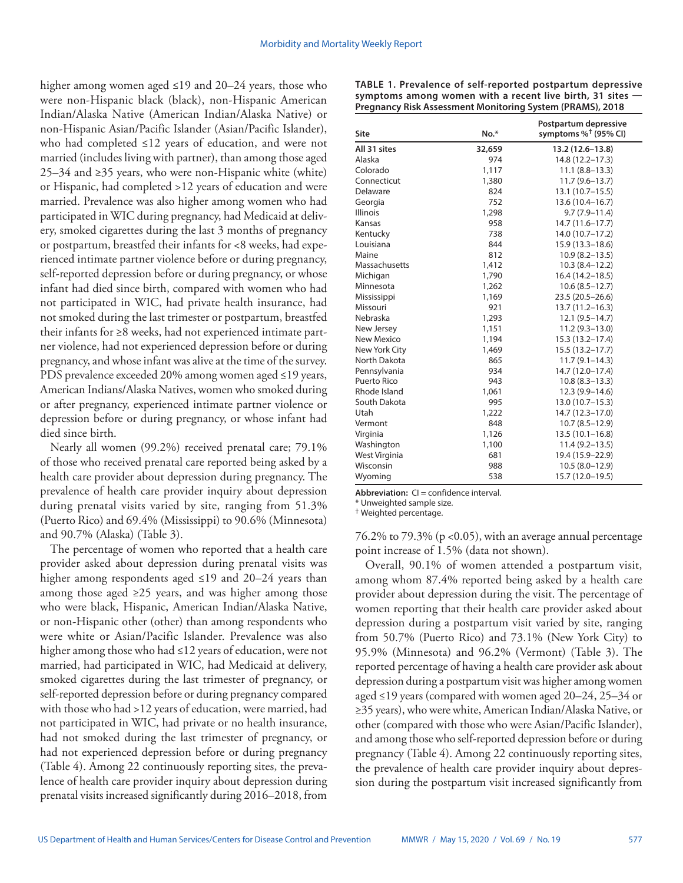higher among women aged ≤19 and 20–24 years, those who were non-Hispanic black (black), non-Hispanic American Indian/Alaska Native (American Indian/Alaska Native) or non-Hispanic Asian/Pacific Islander (Asian/Pacific Islander), who had completed ≤12 years of education, and were not married (includes living with partner), than among those aged 25–34 and ≥35 years, who were non-Hispanic white (white) or Hispanic, had completed >12 years of education and were married. Prevalence was also higher among women who had participated in WIC during pregnancy, had Medicaid at delivery, smoked cigarettes during the last 3 months of pregnancy or postpartum, breastfed their infants for <8 weeks, had experienced intimate partner violence before or during pregnancy, self-reported depression before or during pregnancy, or whose infant had died since birth, compared with women who had not participated in WIC, had private health insurance, had not smoked during the last trimester or postpartum, breastfed their infants for ≥8 weeks, had not experienced intimate partner violence, had not experienced depression before or during pregnancy, and whose infant was alive at the time of the survey. PDS prevalence exceeded 20% among women aged ≤19 years, American Indians/Alaska Natives, women who smoked during or after pregnancy, experienced intimate partner violence or depression before or during pregnancy, or whose infant had died since birth.

Nearly all women (99.2%) received prenatal care; 79.1% of those who received prenatal care reported being asked by a health care provider about depression during pregnancy. The prevalence of health care provider inquiry about depression during prenatal visits varied by site, ranging from 51.3% (Puerto Rico) and 69.4% (Mississippi) to 90.6% (Minnesota) and 90.7% (Alaska) (Table 3).

The percentage of women who reported that a health care provider asked about depression during prenatal visits was higher among respondents aged ≤19 and 20–24 years than among those aged ≥25 years, and was higher among those who were black, Hispanic, American Indian/Alaska Native, or non-Hispanic other (other) than among respondents who were white or Asian/Pacific Islander. Prevalence was also higher among those who had ≤12 years of education, were not married, had participated in WIC, had Medicaid at delivery, smoked cigarettes during the last trimester of pregnancy, or self-reported depression before or during pregnancy compared with those who had >12 years of education, were married, had not participated in WIC, had private or no health insurance, had not smoked during the last trimester of pregnancy, or had not experienced depression before or during pregnancy (Table 4). Among 22 continuously reporting sites, the prevalence of health care provider inquiry about depression during prenatal visits increased significantly during 2016–2018, from 76.2% to 79.3% ($p < 0.05$), with an average annual percentage point increase of 1.5% (data not shown).

Overall, 90.1% of women attended a postpartum visit, among whom 87.4% reported being asked by a health care provider about depression during the visit. The percentage of women reporting that their health care provider asked about depression during a postpartum visit varied by site, ranging from 50.7% (Puerto Rico) and 73.1% (New York City) to 95.9% (Minnesota) and 96.2% (Vermont) (Table 3). The reported percentage of having a health care provider ask about depression during a postpartum visit was higher among women aged ≤19 years (compared with women aged 20–24, 25–34 or ≥35 years), who were white, American Indian/Alaska Native, or other (compared with those who were Asian/Pacific Islander), and among those who self-reported depression before or during pregnancy (Table 4). Among 22 continuously reporting sites, the prevalence of health care provider inquiry about depression during the postpartum visit increased significantly from

**TABLE 1. Prevalence of self-reported postpartum depressive symptoms among women with a recent live birth, 31 sites — Pregnancy Risk Assessment Monitoring System (PRAMS), 2018**

| Site | No.* | Postpartum depressive symptoms %† (95% CI) |
|---|---|---|
| **All 31 sites** | **32,659** | **13.2 (12.6–13.8)** |
| Alaska | 974 | 14.8 (12.2–17.3) |
| Colorado | 1,117 | 11.1 (8.8–13.3) |
| Connecticut | 1,380 | 11.7 (9.6–13.7) |
| Delaware | 824 | 13.1 (10.7–15.5) |
| Georgia | 752 | 13.6 (10.4–16.7) |
| Illinois | 1,298 | 9.7 (7.9–11.4) |
| Kansas | 958 | 14.7 (11.6–17.7) |
| Kentucky | 738 | 14.0 (10.7–17.2) |
| Louisiana | 844 | 15.9 (13.3–18.6) |
| Maine | 812 | 10.9 (8.2–13.5) |
| Massachusetts | 1,412 | 10.3 (8.4–12.2) |
| Michigan | 1,790 | 16.4 (14.2–18.5) |
| Minnesota | 1,262 | 10.6 (8.5–12.7) |
| Mississippi | 1,169 | 23.5 (20.5–26.6) |
| Missouri | 921 | 13.7 (11.2–16.3) |
| Nebraska | 1,293 | 12.1 (9.5–14.7) |
| New Jersey | 1,151 | 11.2 (9.3–13.0) |
| New Mexico | 1,194 | 15.3 (13.2–17.4) |
| New York City | 1,469 | 15.5 (13.2–17.7) |
| North Dakota | 865 | 11.7 (9.1–14.3) |
| Pennsylvania | 934 | 14.7 (12.0–17.4) |
| Puerto Rico | 943 | 10.8 (8.3–13.3) |
| Rhode Island | 1,061 | 12.3 (9.9–14.6) |
| South Dakota | 995 | 13.0 (10.7–15.3) |
| Utah | 1,222 | 14.7 (12.3–17.0) |
| Vermont | 848 | 10.7 (8.5–12.9) |
| Virginia | 1,126 | 13.5 (10.1–16.8) |
| Washington | 1,100 | 11.4 (9.2–13.5) |
| West Virginia | 681 | 19.4 (15.9–22.9) |
| Wisconsin | 988 | 10.5 (8.0–12.9) |
| Wyoming | 538 | 15.7 (12.0–19.5) |

**Abbreviation:** CI = confidence interval.
* Unweighted sample size.
† Weighted percentage.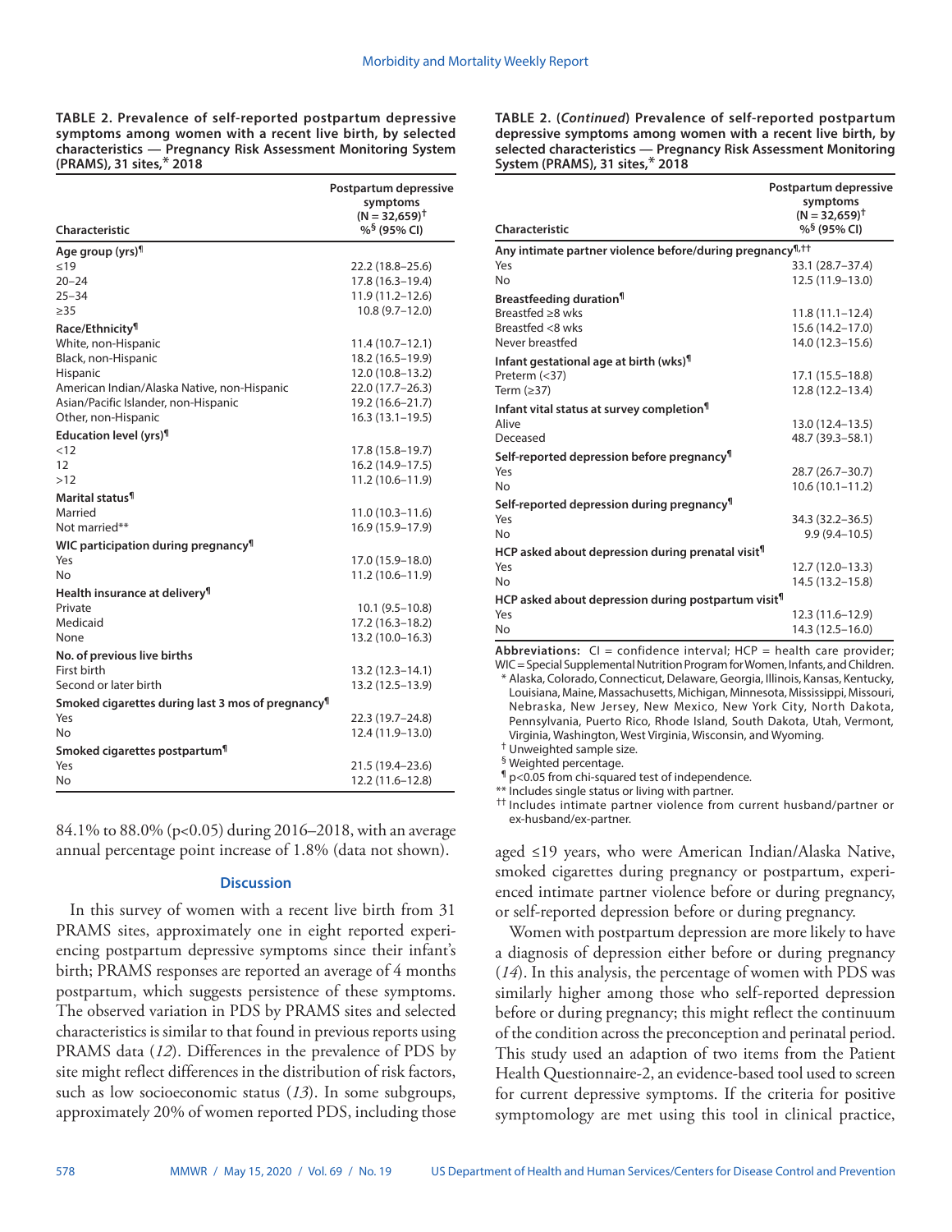**TABLE 2. Prevalence of self-reported postpartum depressive symptoms among women with a recent live birth, by selected characteristics — Pregnancy Risk Assessment Monitoring System (PRAMS), 31 sites,* 2018**

| Characteristic | Postpartum depressive symptoms (N = 32,659)† %§ (95% CI) |
|---|---|
| **Age group (yrs)¶** | |
| ≤19 | 22.2 (18.8–25.6) |
| 20–24 | 17.8 (16.3–19.4) |
| 25–34 | 11.9 (11.2–12.6) |
| ≥35 | 10.8 (9.7–12.0) |
| **Race/Ethnicity¶** | |
| White, non-Hispanic | 11.4 (10.7–12.1) |
| Black, non-Hispanic | 18.2 (16.5–19.9) |
| Hispanic | 12.0 (10.8–13.2) |
| American Indian/Alaska Native, non-Hispanic | 22.0 (17.7–26.3) |
| Asian/Pacific Islander, non-Hispanic | 19.2 (16.6–21.7) |
| Other, non-Hispanic | 16.3 (13.1–19.5) |
| **Education level (yrs)¶** | |
| <12 | 17.8 (15.8–19.7) |
| 12 | 16.2 (14.9–17.5) |
| >12 | 11.2 (10.6–11.9) |
| **Marital status¶** | |
| Married | 11.0 (10.3–11.6) |
| Not married** | 16.9 (15.9–17.9) |
| **WIC participation during pregnancy¶** | |
| Yes | 17.0 (15.9–18.0) |
| No | 11.2 (10.6–11.9) |
| **Health insurance at delivery¶** | |
| Private | 10.1 (9.5–10.8) |
| Medicaid | 17.2 (16.3–18.2) |
| None | 13.2 (10.0–16.3) |
| **No. of previous live births** | |
| First birth | 13.2 (12.3–14.1) |
| Second or later birth | 13.2 (12.5–13.9) |
| **Smoked cigarettes during last 3 mos of pregnancy¶** | |
| Yes | 22.3 (19.7–24.8) |
| No | 12.4 (11.9–13.0) |
| **Smoked cigarettes postpartum¶** | |
| Yes | 21.5 (19.4–23.6) |
| No | 12.2 (11.6–12.8) |
| **Any intimate partner violence before/during pregnancy¶,††** | |
| Yes | 33.1 (28.7–37.4) |
| No | 12.5 (11.9–13.0) |
| **Breastfeeding duration¶** | |
| Breastfed ≥8 wks | 11.8 (11.1–12.4) |
| Breastfed <8 wks | 15.6 (14.2–17.0) |
| Never breastfed | 14.0 (12.3–15.6) |
| **Infant gestational age at birth (wks)¶** | |
| Preterm (<37) | 17.1 (15.5–18.8) |
| Term (≥37) | 12.8 (12.2–13.4) |
| **Infant vital status at survey completion¶** | |
| Alive | 13.0 (12.4–13.5) |
| Deceased | 48.7 (39.3–58.1) |
| **Self-reported depression before pregnancy¶** | |
| Yes | 28.7 (26.7–30.7) |
| No | 10.6 (10.1–11.2) |
| **Self-reported depression during pregnancy¶** | |
| Yes | 34.3 (32.2–36.5) |
| No | 9.9 (9.4–10.5) |
| **HCP asked about depression during prenatal visit¶** | |
| Yes | 12.7 (12.0–13.3) |
| No | 14.5 (13.2–15.8) |
| **HCP asked about depression during postpartum visit¶** | |
| Yes | 12.3 (11.6–12.9) |
| No | 14.3 (12.5–16.0) |

**Abbreviations:** CI = confidence interval; HCP = health care provider; WIC = Special Supplemental Nutrition Program for Women, Infants, and Children.

\* Alaska, Colorado, Connecticut, Delaware, Georgia, Illinois, Kansas, Kentucky, Louisiana, Maine, Massachusetts, Michigan, Minnesota, Mississippi, Missouri, Nebraska, New Jersey, New Mexico, New York City, North Dakota, Pennsylvania, Puerto Rico, Rhode Island, South Dakota, Utah, Vermont, Virginia, Washington, West Virginia, Wisconsin, and Wyoming.

† Unweighted sample size.

§ Weighted percentage.

¶ p<0.05 from chi-squared test of independence.

** Includes single status or living with partner.

†† Includes intimate partner violence from current husband/partner or ex-husband/ex-partner.

84.1% to 88.0% (p<0.05) during 2016–2018, with an average annual percentage point increase of 1.8% (data not shown).

## Discussion

In this survey of women with a recent live birth from 31 PRAMS sites, approximately one in eight reported experiencing postpartum depressive symptoms since their infant's birth; PRAMS responses are reported an average of 4 months postpartum, which suggests persistence of these symptoms. The observed variation in PDS by PRAMS sites and selected characteristics is similar to that found in previous reports using PRAMS data (*12*). Differences in the prevalence of PDS by site might reflect differences in the distribution of risk factors, such as low socioeconomic status (*13*). In some subgroups, approximately 20% of women reported PDS, including those aged ≤19 years, who were American Indian/Alaska Native, smoked cigarettes during pregnancy or postpartum, experienced intimate partner violence before or during pregnancy, or self-reported depression before or during pregnancy.

Women with postpartum depression are more likely to have a diagnosis of depression either before or during pregnancy (*14*). In this analysis, the percentage of women with PDS was similarly higher among those who self-reported depression before or during pregnancy; this might reflect the continuum of the condition across the preconception and perinatal period. This study used an adaption of two items from the Patient Health Questionnaire-2, an evidence-based tool used to screen for current depressive symptoms. If the criteria for positive symptomology are met using this tool in clinical practice,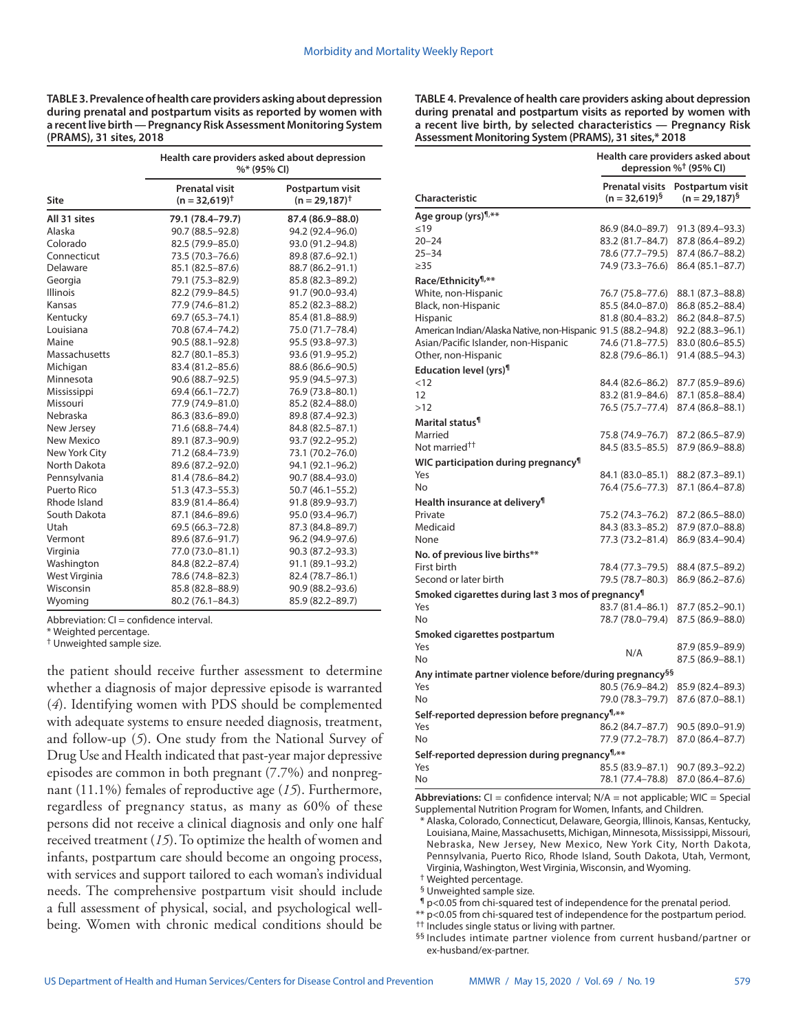**TABLE 3. Prevalence of health care providers asking about depression during prenatal and postpartum visits as reported by women with a recent live birth — Pregnancy Risk Assessment Monitoring System (PRAMS), 31 sites, 2018**

| Site | Health care providers asked about depression %* (95% CI) | |
|---|---|---|
| | Prenatal visit (n = 32,619)† | Postpartum visit (n = 29,187)† |
| **All 31 sites** | **79.1 (78.4–79.7)** | **87.4 (86.9–88.0)** |
| Alaska | 90.7 (88.5–92.8) | 94.2 (92.4–96.0) |
| Colorado | 82.5 (79.9–85.0) | 93.0 (91.2–94.8) |
| Connecticut | 73.5 (70.3–76.6) | 89.8 (87.6–92.1) |
| Delaware | 85.1 (82.5–87.6) | 88.7 (86.2–91.1) |
| Georgia | 79.1 (75.3–82.9) | 85.8 (82.3–89.2) |
| Illinois | 82.2 (79.9–84.5) | 91.7 (90.0–93.4) |
| Kansas | 77.9 (74.6–81.2) | 85.2 (82.3–88.2) |
| Kentucky | 69.7 (65.3–74.1) | 85.4 (81.8–88.9) |
| Louisiana | 70.8 (67.4–74.2) | 75.0 (71.7–78.4) |
| Maine | 90.5 (88.1–92.8) | 95.5 (93.8–97.3) |
| Massachusetts | 82.7 (80.1–85.3) | 93.6 (91.9–95.2) |
| Michigan | 83.4 (81.2–85.6) | 88.6 (86.6–90.5) |
| Minnesota | 90.6 (88.7–92.5) | 95.9 (94.5–97.3) |
| Mississippi | 69.4 (66.1–72.7) | 76.9 (73.8–80.1) |
| Missouri | 77.9 (74.9–81.0) | 85.2 (82.4–88.0) |
| Nebraska | 86.3 (83.6–89.0) | 89.8 (87.4–92.3) |
| New Jersey | 71.6 (68.8–74.4) | 84.8 (82.5–87.1) |
| New Mexico | 89.1 (87.3–90.9) | 93.7 (92.2–95.2) |
| New York City | 71.2 (68.4–73.9) | 73.1 (70.2–76.0) |
| North Dakota | 89.6 (87.2–92.0) | 94.1 (92.1–96.2) |
| Pennsylvania | 81.4 (78.6–84.2) | 90.7 (88.4–93.0) |
| Puerto Rico | 51.3 (47.3–55.3) | 50.7 (46.1–55.2) |
| Rhode Island | 83.9 (81.4–86.4) | 91.8 (89.9–93.7) |
| South Dakota | 87.1 (84.6–89.6) | 95.0 (93.4–96.7) |
| Utah | 69.5 (66.3–72.8) | 87.3 (84.8–89.7) |
| Vermont | 89.6 (87.6–91.7) | 96.2 (94.9–97.6) |
| Virginia | 77.0 (73.0–81.1) | 90.3 (87.2–93.3) |
| Washington | 84.8 (82.2–87.4) | 91.1 (89.1–93.2) |
| West Virginia | 78.6 (74.8–82.3) | 82.4 (78.7–86.1) |
| Wisconsin | 85.8 (82.8–88.9) | 90.9 (88.2–93.6) |
| Wyoming | 80.2 (76.1–84.3) | 85.9 (82.2–89.7) |

Abbreviation: CI = confidence interval.
* Weighted percentage.
† Unweighted sample size.

the patient should receive further assessment to determine whether a diagnosis of major depressive episode is warranted (*4*). Identifying women with PDS should be complemented with adequate systems to ensure needed diagnosis, treatment, and follow-up (*5*). One study from the National Survey of Drug Use and Health indicated that past-year major depressive episodes are common in both pregnant (7.7%) and nonpregnant (11.1%) females of reproductive age (*15*). Furthermore, regardless of pregnancy status, as many as 60% of these persons did not receive a clinical diagnosis and only one half received treatment (*15*). To optimize the health of women and infants, postpartum care should become an ongoing process, with services and support tailored to each woman's individual needs. The comprehensive postpartum visit should include a full assessment of physical, social, and psychological well-being. Women with chronic medical conditions should be

**TABLE 4. Prevalence of health care providers asking about depression during prenatal and postpartum visits as reported by women with a recent live birth, by selected characteristics — Pregnancy Risk Assessment Monitoring System (PRAMS), 31 sites,* 2018**

| Characteristic | Health care providers asked about depression %† (95% CI) | |
|---|---|---|
| | Prenatal visits (n = 32,619)§ | Postpartum visit (n = 29,187)§ |
| **Age group (yrs)¶,\*\*** | | |
| ≤19 | 86.9 (84.0–89.7) | 91.3 (89.4–93.3) |
| 20–24 | 83.2 (81.7–84.7) | 87.8 (86.4–89.2) |
| 25–34 | 78.6 (77.7–79.5) | 87.4 (86.7–88.2) |
| ≥35 | 74.9 (73.3–76.6) | 86.4 (85.1–87.7) |
| **Race/Ethnicity¶,\*\*** | | |
| White, non-Hispanic | 76.7 (75.8–77.6) | 88.1 (87.3–88.8) |
| Black, non-Hispanic | 85.5 (84.0–87.0) | 86.8 (85.2–88.4) |
| Hispanic | 81.8 (80.4–83.2) | 86.2 (84.8–87.5) |
| American Indian/Alaska Native, non-Hispanic | 91.5 (88.2–94.8) | 92.2 (88.3–96.1) |
| Asian/Pacific Islander, non-Hispanic | 74.6 (71.8–77.5) | 83.0 (80.6–85.5) |
| Other, non-Hispanic | 82.8 (79.6–86.1) | 91.4 (88.5–94.3) |
| **Education level (yrs)¶** | | |
| <12 | 84.4 (82.6–86.2) | 87.7 (85.9–89.6) |
| 12 | 83.2 (81.9–84.6) | 87.1 (85.8–88.4) |
| >12 | 76.5 (75.7–77.4) | 87.4 (86.8–88.1) |
| **Marital status¶** | | |
| Married | 75.8 (74.9–76.7) | 87.2 (86.5–87.9) |
| Not married†† | 84.5 (83.5–85.5) | 87.9 (86.9–88.8) |
| **WIC participation during pregnancy¶** | | |
| Yes | 84.1 (83.0–85.1) | 88.2 (87.3–89.1) |
| No | 76.4 (75.6–77.3) | 87.1 (86.4–87.8) |
| **Health insurance at delivery¶** | | |
| Private | 75.2 (74.3–76.2) | 87.2 (86.5–88.0) |
| Medicaid | 84.3 (83.3–85.2) | 87.9 (87.0–88.8) |
| None | 77.3 (73.2–81.4) | 86.9 (83.4–90.4) |
| **No. of previous live births\*\*** | | |
| First birth | 78.4 (77.3–79.5) | 88.4 (87.5–89.2) |
| Second or later birth | 79.5 (78.7–80.3) | 86.9 (86.2–87.6) |
| **Smoked cigarettes during last 3 mos of pregnancy¶** | | |
| Yes | 83.7 (81.4–86.1) | 87.7 (85.2–90.1) |
| No | 78.7 (78.0–79.4) | 87.5 (86.9–88.0) |
| **Smoked cigarettes postpartum** | | |
| Yes | N/A | 87.9 (85.9–89.9) |
| No | | 87.5 (86.9–88.1) |
| **Any intimate partner violence before/during pregnancy§§** | | |
| Yes | 80.5 (76.9–84.2) | 85.9 (82.4–89.3) |
| No | 79.0 (78.3–79.7) | 87.6 (87.0–88.1) |
| **Self-reported depression before pregnancy¶,\*\*** | | |
| Yes | 86.2 (84.7–87.7) | 90.5 (89.0–91.9) |
| No | 77.9 (77.2–78.7) | 87.0 (86.4–87.7) |
| **Self-reported depression during pregnancy¶,\*\*** | | |
| Yes | 85.5 (83.9–87.1) | 90.7 (89.3–92.2) |
| No | 78.1 (77.4–78.8) | 87.0 (86.4–87.6) |

**Abbreviations:** CI = confidence interval; N/A = not applicable; WIC = Special Supplemental Nutrition Program for Women, Infants, and Children.
* Alaska, Colorado, Connecticut, Delaware, Georgia, Illinois, Kansas, Kentucky, Louisiana, Maine, Massachusetts, Michigan, Minnesota, Mississippi, Missouri, Nebraska, New Jersey, New Mexico, New York City, North Dakota, Pennsylvania, Puerto Rico, Rhode Island, South Dakota, Utah, Vermont, Virginia, Washington, West Virginia, Wisconsin, and Wyoming.
† Weighted percentage.
§ Unweighted sample size.
¶ p<0.05 from chi-squared test of independence for the prenatal period.
** p<0.05 from chi-squared test of independence for the postpartum period.
†† Includes single status or living with partner.
§§ Includes intimate partner violence from current husband/partner or ex-husband/ex-partner.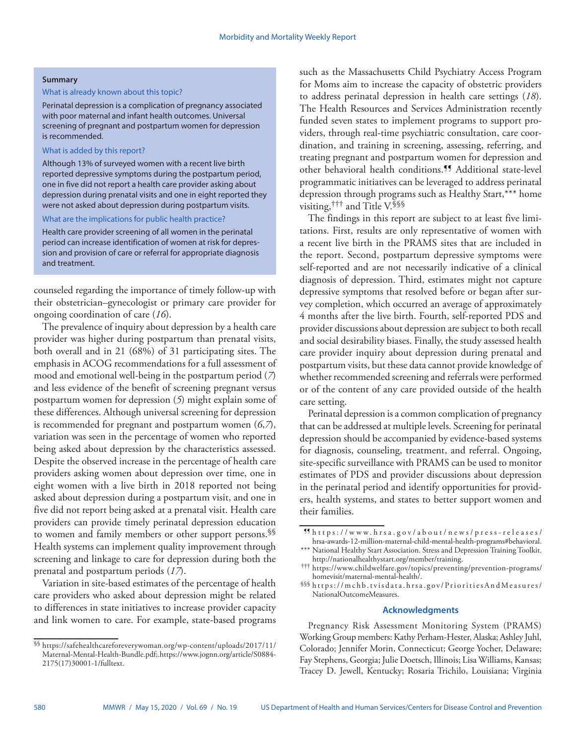**Summary**

What is already known about this topic?

Perinatal depression is a complication of pregnancy associated with poor maternal and infant health outcomes. Universal screening of pregnant and postpartum women for depression is recommended.

What is added by this report?

Although 13% of surveyed women with a recent live birth reported depressive symptoms during the postpartum period, one in five did not report a health care provider asking about depression during prenatal visits and one in eight reported they were not asked about depression during postpartum visits.

What are the implications for public health practice?

Health care provider screening of all women in the perinatal period can increase identification of women at risk for depression and provision of care or referral for appropriate diagnosis and treatment.

counseled regarding the importance of timely follow-up with their obstetrician–gynecologist or primary care provider for ongoing coordination of care (*16*).

The prevalence of inquiry about depression by a health care provider was higher during postpartum than prenatal visits, both overall and in 21 (68%) of 31 participating sites. The emphasis in ACOG recommendations for a full assessment of mood and emotional well-being in the postpartum period (*7*) and less evidence of the benefit of screening pregnant versus postpartum women for depression (*5*) might explain some of these differences. Although universal screening for depression is recommended for pregnant and postpartum women (*6*,*7*), variation was seen in the percentage of women who reported being asked about depression by the characteristics assessed. Despite the observed increase in the percentage of health care providers asking women about depression over time, one in eight women with a live birth in 2018 reported not being asked about depression during a postpartum visit, and one in five did not report being asked at a prenatal visit. Health care providers can provide timely perinatal depression education to women and family members or other support persons.[§§] Health systems can implement quality improvement through screening and linkage to care for depression during both the prenatal and postpartum periods (*17*).

Variation in site-based estimates of the percentage of health care providers who asked about depression might be related to differences in state initiatives to increase provider capacity and link women to care. For example, state-based programs such as the Massachusetts Child Psychiatry Access Program for Moms aim to increase the capacity of obstetric providers to address perinatal depression in health care settings (*18*). The Health Resources and Services Administration recently funded seven states to implement programs to support providers, through real-time psychiatric consultation, care coordination, and training in screening, assessing, referring, and treating pregnant and postpartum women for depression and other behavioral health conditions.[¶¶] Additional state-level programmatic initiatives can be leveraged to address perinatal depression through programs such as Healthy Start,[***] home visiting,[†††] and Title V.[§§§]

The findings in this report are subject to at least five limitations. First, results are only representative of women with a recent live birth in the PRAMS sites that are included in the report. Second, postpartum depressive symptoms were self-reported and are not necessarily indicative of a clinical diagnosis of depression. Third, estimates might not capture depressive symptoms that resolved before or began after survey completion, which occurred an average of approximately 4 months after the live birth. Fourth, self-reported PDS and provider discussions about depression are subject to both recall and social desirability biases. Finally, the study assessed health care provider inquiry about depression during prenatal and postpartum visits, but these data cannot provide knowledge of whether recommended screening and referrals were performed or of the content of any care provided outside of the health care setting.

Perinatal depression is a common complication of pregnancy that can be addressed at multiple levels. Screening for perinatal depression should be accompanied by evidence-based systems for diagnosis, counseling, treatment, and referral. Ongoing, site-specific surveillance with PRAMS can be used to monitor estimates of PDS and provider discussions about depression in the perinatal period and identify opportunities for providers, health systems, and states to better support women and their families.

---

[§§] https://safehealthcareforeverywoman.org/wp-content/uploads/2017/11/Maternal-Mental-Health-Bundle.pdf;.https://www.jognn.org/article/S0884-2175(17)30001-1/fulltext.

[¶¶] https://www.hrsa.gov/about/news/press-releases/hrsa-awards-12-million-maternal-child-mental-health-programs#behavioral.

[***] National Healthy Start Association. Stress and Depression Training Toolkit. http://nationalhealthystart.org/member/training.

[†††] https://www.childwelfare.gov/topics/preventing/prevention-programs/homevisit/maternal-mental-health/.

[§§§] https://mchb.tvisdata.hrsa.gov/PrioritiesAndMeasures/NationalOutcomeMeasures.

## Acknowledgments

Pregnancy Risk Assessment Monitoring System (PRAMS) Working Group members: Kathy Perham-Hester, Alaska; Ashley Juhl, Colorado; Jennifer Morin, Connecticut; George Yocher, Delaware; Fay Stephens, Georgia; Julie Doetsch, Illinois; Lisa Williams, Kansas; Tracey D. Jewell, Kentucky; Rosaria Trichilo, Louisiana; Virginia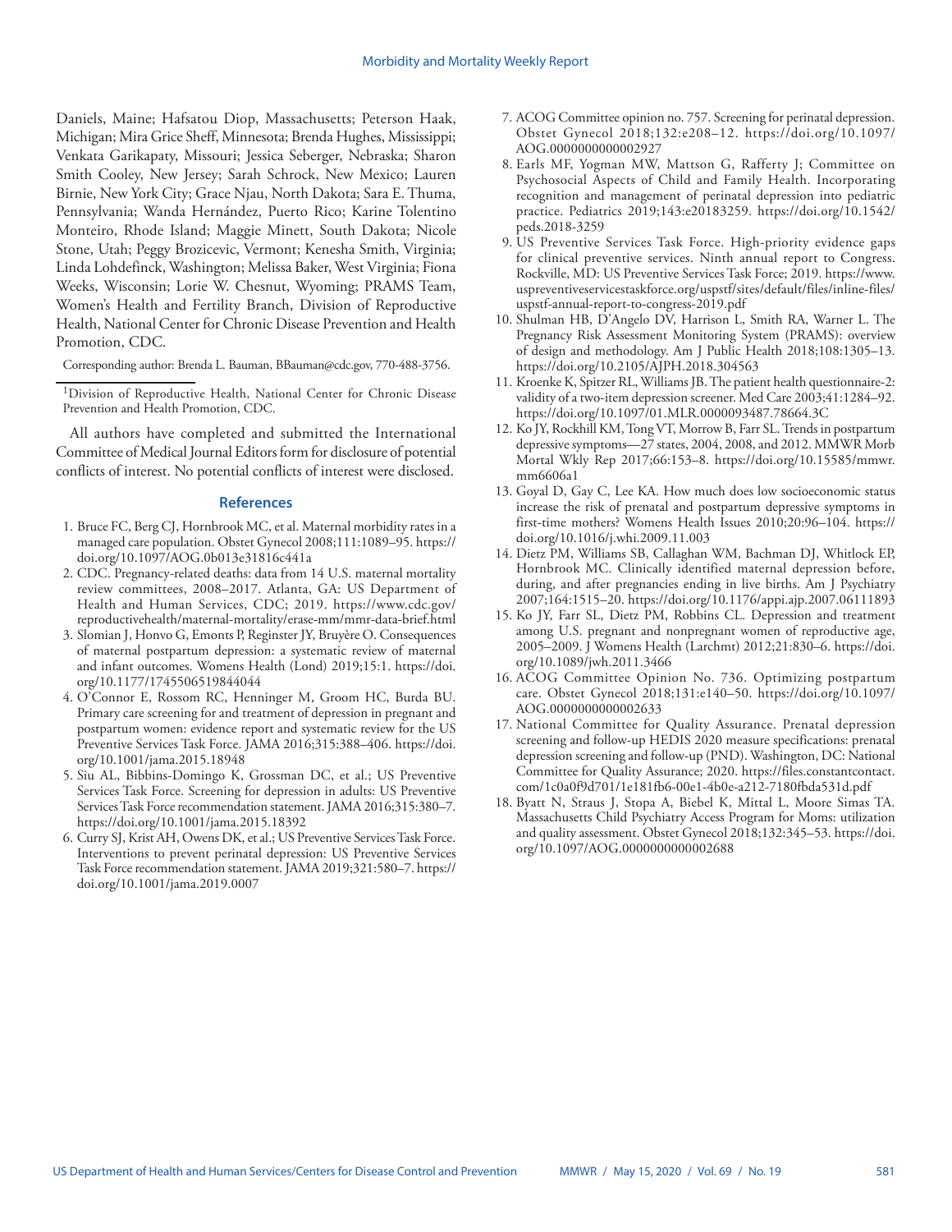Daniels, Maine; Hafsatou Diop, Massachusetts; Peterson Haak, Michigan; Mira Grice Sheff, Minnesota; Brenda Hughes, Mississippi; Venkata Garikapaty, Missouri; Jessica Seberger, Nebraska; Sharon Smith Cooley, New Jersey; Sarah Schrock, New Mexico; Lauren Birnie, New York City; Grace Njau, North Dakota; Sara E. Thuma, Pennsylvania; Wanda Hernández, Puerto Rico; Karine Tolentino Monteiro, Rhode Island; Maggie Minett, South Dakota; Nicole Stone, Utah; Peggy Brozicevic, Vermont; Kenesha Smith, Virginia; Linda Lohdefinck, Washington; Melissa Baker, West Virginia; Fiona Weeks, Wisconsin; Lorie W. Chesnut, Wyoming; PRAMS Team, Women's Health and Fertility Branch, Division of Reproductive Health, National Center for Chronic Disease Prevention and Health Promotion, CDC.

Corresponding author: Brenda L. Bauman, BBauman@cdc.gov, 770-488-3756.

---

[1]Division of Reproductive Health, National Center for Chronic Disease Prevention and Health Promotion, CDC.

All authors have completed and submitted the International Committee of Medical Journal Editors form for disclosure of potential conflicts of interest. No potential conflicts of interest were disclosed.

## References

1. Bruce FC, Berg CJ, Hornbrook MC, et al. Maternal morbidity rates in a managed care population. Obstet Gynecol 2008;111:1089–95. https://doi.org/10.1097/AOG.0b013e31816c441a
2. CDC. Pregnancy-related deaths: data from 14 U.S. maternal mortality review committees, 2008–2017. Atlanta, GA: US Department of Health and Human Services, CDC; 2019. https://www.cdc.gov/reproductivehealth/maternal-mortality/erase-mm/mmr-data-brief.html
3. Slomian J, Honvo G, Emonts P, Reginster JY, Bruyère O. Consequences of maternal postpartum depression: a systematic review of maternal and infant outcomes. Womens Health (Lond) 2019;15:1. https://doi.org/10.1177/1745506519844044
4. O'Connor E, Rossom RC, Henninger M, Groom HC, Burda BU. Primary care screening for and treatment of depression in pregnant and postpartum women: evidence report and systematic review for the US Preventive Services Task Force. JAMA 2016;315:388–406. https://doi.org/10.1001/jama.2015.18948
5. Siu AL, Bibbins-Domingo K, Grossman DC, et al.; US Preventive Services Task Force. Screening for depression in adults: US Preventive Services Task Force recommendation statement. JAMA 2016;315:380–7. https://doi.org/10.1001/jama.2015.18392
6. Curry SJ, Krist AH, Owens DK, et al.; US Preventive Services Task Force. Interventions to prevent perinatal depression: US Preventive Services Task Force recommendation statement. JAMA 2019;321:580–7. https://doi.org/10.1001/jama.2019.0007
7. ACOG Committee opinion no. 757. Screening for perinatal depression. Obstet Gynecol 2018;132:e208–12. https://doi.org/10.1097/AOG.0000000000002927
8. Earls MF, Yogman MW, Mattson G, Rafferty J; Committee on Psychosocial Aspects of Child and Family Health. Incorporating recognition and management of perinatal depression into pediatric practice. Pediatrics 2019;143:e20183259. https://doi.org/10.1542/peds.2018-3259
9. US Preventive Services Task Force. High-priority evidence gaps for clinical preventive services. Ninth annual report to Congress. Rockville, MD: US Preventive Services Task Force; 2019. https://www.uspreventiveservicestaskforce.org/uspstf/sites/default/files/inline-files/uspstf-annual-report-to-congress-2019.pdf
10. Shulman HB, D'Angelo DV, Harrison L, Smith RA, Warner L. The Pregnancy Risk Assessment Monitoring System (PRAMS): overview of design and methodology. Am J Public Health 2018;108:1305–13. https://doi.org/10.2105/AJPH.2018.304563
11. Kroenke K, Spitzer RL, Williams JB. The patient health questionnaire-2: validity of a two-item depression screener. Med Care 2003;41:1284–92. https://doi.org/10.1097/01.MLR.0000093487.78664.3C
12. Ko JY, Rockhill KM, Tong VT, Morrow B, Farr SL. Trends in postpartum depressive symptoms—27 states, 2004, 2008, and 2012. MMWR Morb Mortal Wkly Rep 2017;66:153–8. https://doi.org/10.15585/mmwr.mm6606a1
13. Goyal D, Gay C, Lee KA. How much does low socioeconomic status increase the risk of prenatal and postpartum depressive symptoms in first-time mothers? Womens Health Issues 2010;20:96–104. https://doi.org/10.1016/j.whi.2009.11.003
14. Dietz PM, Williams SB, Callaghan WM, Bachman DJ, Whitlock EP, Hornbrook MC. Clinically identified maternal depression before, during, and after pregnancies ending in live births. Am J Psychiatry 2007;164:1515–20. https://doi.org/10.1176/appi.ajp.2007.06111893
15. Ko JY, Farr SL, Dietz PM, Robbins CL. Depression and treatment among U.S. pregnant and nonpregnant women of reproductive age, 2005–2009. J Womens Health (Larchmt) 2012;21:830–6. https://doi.org/10.1089/jwh.2011.3466
16. ACOG Committee Opinion No. 736. Optimizing postpartum care. Obstet Gynecol 2018;131:e140–50. https://doi.org/10.1097/AOG.0000000000002633
17. National Committee for Quality Assurance. Prenatal depression screening and follow-up HEDIS 2020 measure specifications: prenatal depression screening and follow-up (PND). Washington, DC: National Committee for Quality Assurance; 2020. https://files.constantcontact.com/1c0a0f9d701/1e181fb6-00e1-4b0e-a212-7180fbda531d.pdf
18. Byatt N, Straus J, Stopa A, Biebel K, Mittal L, Moore Simas TA. Massachusetts Child Psychiatry Access Program for Moms: utilization and quality assessment. Obstet Gynecol 2018;132:345–53. https://doi.org/10.1097/AOG.0000000000002688